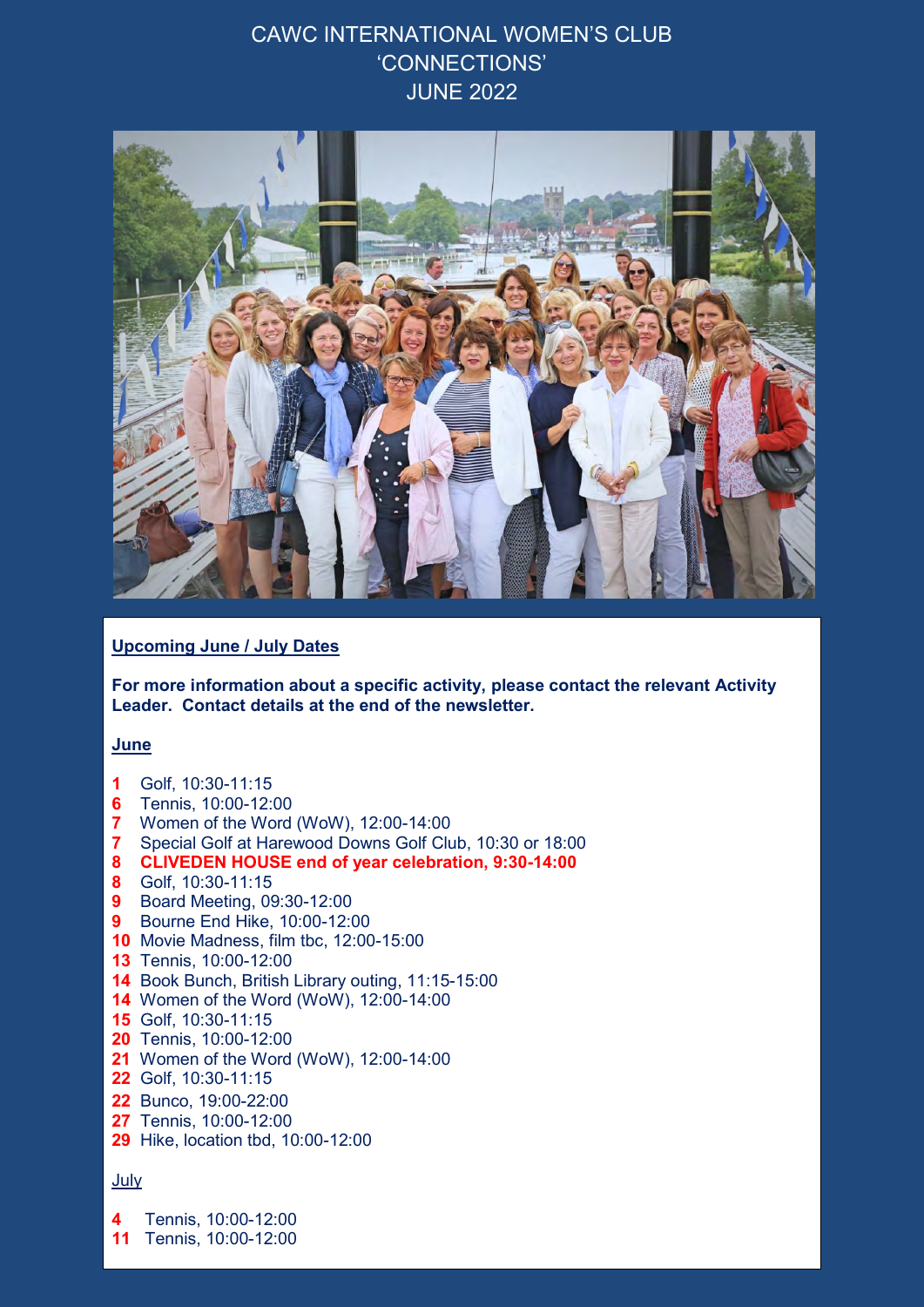# CAWC INTERNATIONAL WOMEN'S CLUB
# 'CONNECTIONS'
# JUNE 2022

**Upcoming June / July Dates**

**For more information about a specific activity, please contact the relevant Activity Leader. Contact details at the end of the newsletter.**

**June**

**1** Golf, 10:30-11:15
**6** Tennis, 10:00-12:00
**7** Women of the Word (WoW), 12:00-14:00
**7** Special Golf at Harewood Downs Golf Club, 10:30 or 18:00
**8** **CLIVEDEN HOUSE end of year celebration, 9:30-14:00**
**8** Golf, 10:30-11:15
**9** Board Meeting, 09:30-12:00
**9** Bourne End Hike, 10:00-12:00
**10** Movie Madness, film tbc, 12:00-15:00
**13** Tennis, 10:00-12:00
**14** Book Bunch, British Library outing, 11:15-15:00
**14** Women of the Word (WoW), 12:00-14:00
**15** Golf, 10:30-11:15
**20** Tennis, 10:00-12:00
**21** Women of the Word (WoW), 12:00-14:00
**22** Golf, 10:30-11:15
**22** Bunco, 19:00-22:00
**27** Tennis, 10:00-12:00
**29** Hike, location tbd, 10:00-12:00

July

**4** Tennis, 10:00-12:00
**11** Tennis, 10:00-12:00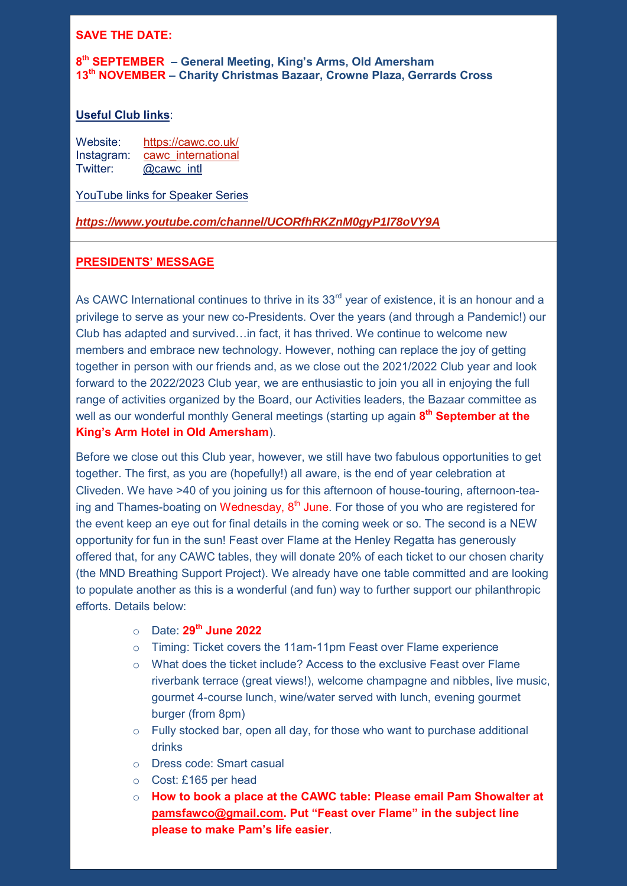**SAVE THE DATE:**

**8th SEPTEMBER – General Meeting, King's Arms, Old Amersham**
**13th NOVEMBER – Charity Christmas Bazaar, Crowne Plaza, Gerrards Cross**

**Useful Club links**:

Website: https://cawc.co.uk/
Instagram: cawc_international
Twitter: @cawc_intl

YouTube links for Speaker Series

***https://www.youtube.com/channel/UCORfhRKZnM0gyP1I78oVY9A***

## PRESIDENTS' MESSAGE

As CAWC International continues to thrive in its 33rd year of existence, it is an honour and a privilege to serve as your new co-Presidents. Over the years (and through a Pandemic!) our Club has adapted and survived…in fact, it has thrived. We continue to welcome new members and embrace new technology. However, nothing can replace the joy of getting together in person with our friends and, as we close out the 2021/2022 Club year and look forward to the 2022/2023 Club year, we are enthusiastic to join you all in enjoying the full range of activities organized by the Board, our Activities leaders, the Bazaar committee as well as our wonderful monthly General meetings (starting up again **8th September at the King's Arm Hotel in Old Amersham**).

Before we close out this Club year, however, we still have two fabulous opportunities to get together. The first, as you are (hopefully!) all aware, is the end of year celebration at Cliveden. We have >40 of you joining us for this afternoon of house-touring, afternoon-tea-ing and Thames-boating on Wednesday, 8th June. For those of you who are registered for the event keep an eye out for final details in the coming week or so. The second is a NEW opportunity for fun in the sun! Feast over Flame at the Henley Regatta has generously offered that, for any CAWC tables, they will donate 20% of each ticket to our chosen charity (the MND Breathing Support Project). We already have one table committed and are looking to populate another as this is a wonderful (and fun) way to further support our philanthropic efforts. Details below:

- Date: **29th June 2022**
- Timing: Ticket covers the 11am-11pm Feast over Flame experience
- What does the ticket include? Access to the exclusive Feast over Flame riverbank terrace (great views!), welcome champagne and nibbles, live music, gourmet 4-course lunch, wine/water served with lunch, evening gourmet burger (from 8pm)
- Fully stocked bar, open all day, for those who want to purchase additional drinks
- Dress code: Smart casual
- Cost: £165 per head
- **How to book a place at the CAWC table: Please email Pam Showalter at pamsfawco@gmail.com. Put "Feast over Flame" in the subject line please to make Pam's life easier**.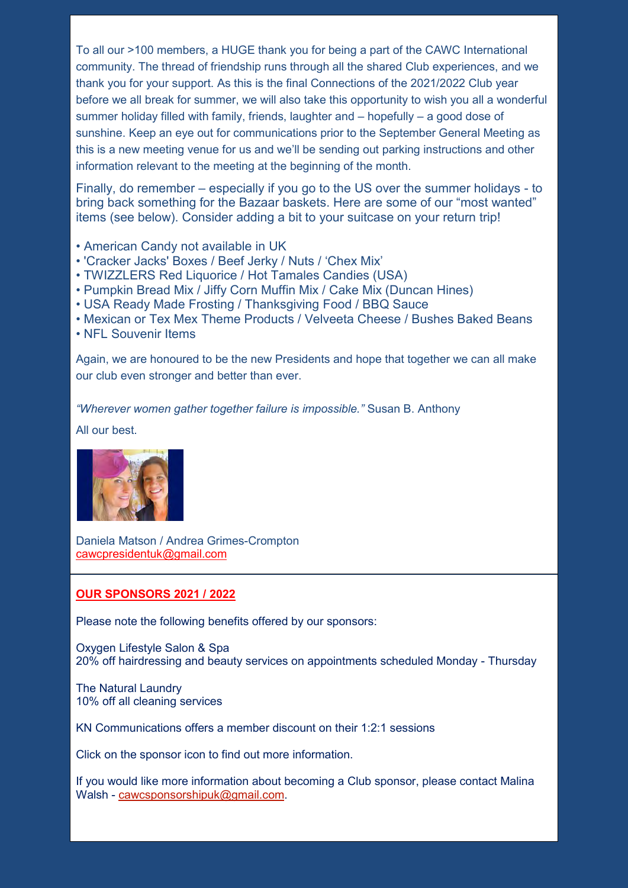To all our >100 members, a HUGE thank you for being a part of the CAWC International community. The thread of friendship runs through all the shared Club experiences, and we thank you for your support. As this is the final Connections of the 2021/2022 Club year before we all break for summer, we will also take this opportunity to wish you all a wonderful summer holiday filled with family, friends, laughter and – hopefully – a good dose of sunshine. Keep an eye out for communications prior to the September General Meeting as this is a new meeting venue for us and we'll be sending out parking instructions and other information relevant to the meeting at the beginning of the month.

Finally, do remember – especially if you go to the US over the summer holidays - to bring back something for the Bazaar baskets. Here are some of our "most wanted" items (see below). Consider adding a bit to your suitcase on your return trip!

- American Candy not available in UK
- 'Cracker Jacks' Boxes / Beef Jerky / Nuts / 'Chex Mix'
- TWIZZLERS Red Liquorice / Hot Tamales Candies (USA)
- Pumpkin Bread Mix / Jiffy Corn Muffin Mix / Cake Mix (Duncan Hines)
- USA Ready Made Frosting / Thanksgiving Food / BBQ Sauce
- Mexican or Tex Mex Theme Products / Velveeta Cheese / Bushes Baked Beans
- NFL Souvenir Items

Again, we are honoured to be the new Presidents and hope that together we can all make our club even stronger and better than ever.

*"Wherever women gather together failure is impossible."* Susan B. Anthony

All our best.

Daniela Matson / Andrea Grimes-Crompton
cawcpresidentuk@gmail.com

**OUR SPONSORS 2021 / 2022**

Please note the following benefits offered by our sponsors:

Oxygen Lifestyle Salon & Spa
20% off hairdressing and beauty services on appointments scheduled Monday - Thursday

The Natural Laundry
10% off all cleaning services

KN Communications offers a member discount on their 1:2:1 sessions

Click on the sponsor icon to find out more information.

If you would like more information about becoming a Club sponsor, please contact Malina Walsh - cawcsponsorshipuk@gmail.com.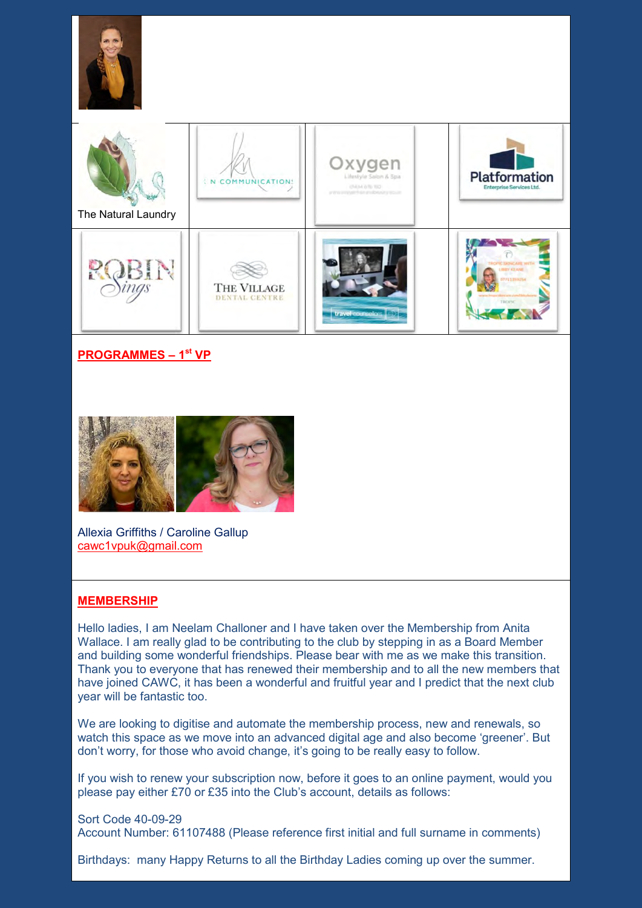The Natural Laundry

## PROGRAMMES – 1st VP

Allexia Griffiths / Caroline Gallup
cawc1vpuk@gmail.com

## MEMBERSHIP

Hello ladies, I am Neelam Challoner and I have taken over the Membership from Anita Wallace. I am really glad to be contributing to the club by stepping in as a Board Member and building some wonderful friendships. Please bear with me as we make this transition. Thank you to everyone that has renewed their membership and to all the new members that have joined CAWC, it has been a wonderful and fruitful year and I predict that the next club year will be fantastic too.

We are looking to digitise and automate the membership process, new and renewals, so watch this space as we move into an advanced digital age and also become 'greener'. But don't worry, for those who avoid change, it's going to be really easy to follow.

If you wish to renew your subscription now, before it goes to an online payment, would you please pay either £70 or £35 into the Club's account, details as follows:

Sort Code 40-09-29
Account Number: 61107488 (Please reference first initial and full surname in comments)

Birthdays: many Happy Returns to all the Birthday Ladies coming up over the summer.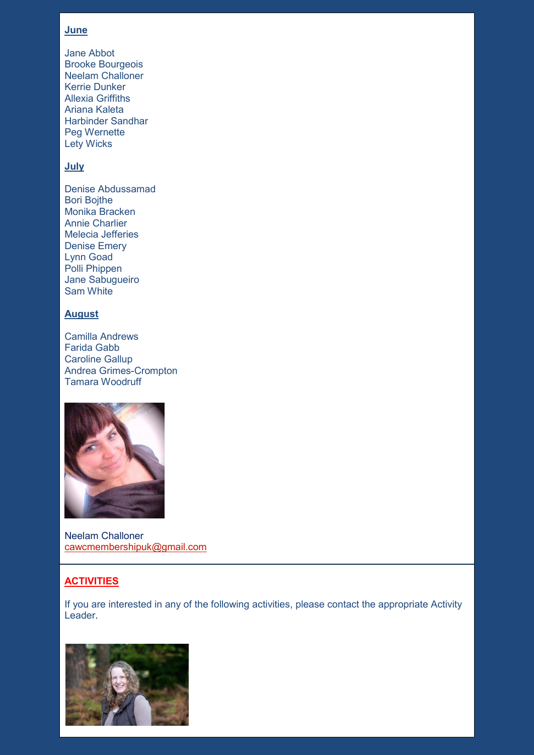## June

Jane Abbot
Brooke Bourgeois
Neelam Challoner
Kerrie Dunker
Allexia Griffiths
Ariana Kaleta
Harbinder Sandhar
Peg Wernette
Lety Wicks

## July

Denise Abdussamad
Bori Bojthe
Monika Bracken
Annie Charlier
Melecia Jefferies
Denise Emery
Lynn Goad
Polli Phippen
Jane Sabugueiro
Sam White

## August

Camilla Andrews
Farida Gabb
Caroline Gallup
Andrea Grimes-Crompton
Tamara Woodruff

Neelam Challoner
cawcmembershipuk@gmail.com

## ACTIVITIES

If you are interested in any of the following activities, please contact the appropriate Activity Leader.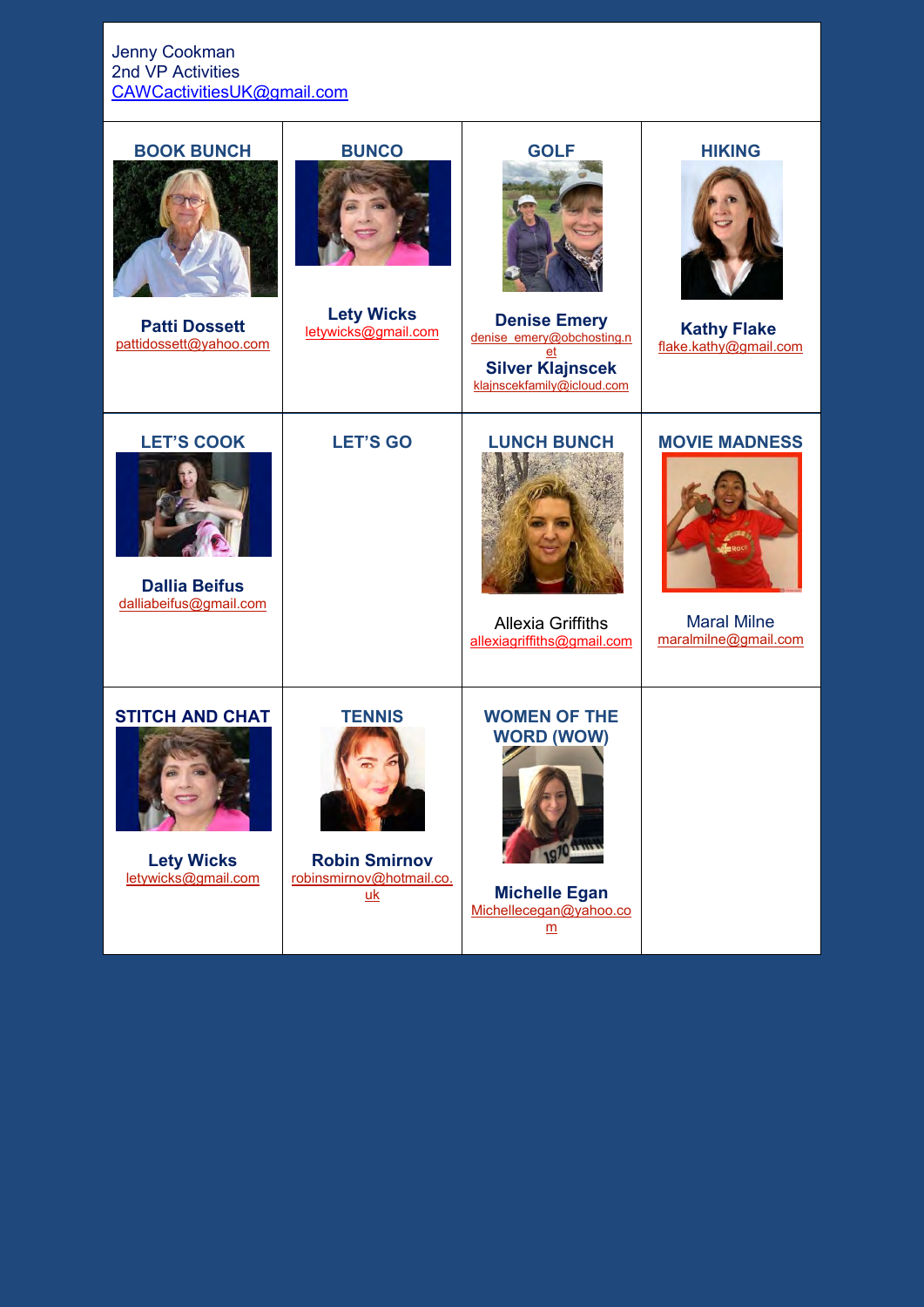Jenny Cookman
2nd VP Activities
CAWCactivitiesUK@gmail.com

| | | | |
|---|---|---|---|
| **BOOK BUNCH**<br><br>**Patti Dossett**<br>pattidossett@yahoo.com | **BUNCO**<br><br>**Lety Wicks**<br>letywicks@gmail.com | **GOLF**<br><br>**Denise Emery**<br>denise_emery@obchosting.net<br>**Silver Klajnscek**<br>klajnscekfamily@icloud.com | **HIKING**<br><br>**Kathy Flake**<br>flake.kathy@gmail.com |
| **LET'S COOK**<br><br>**Dallia Beifus**<br>dalliabeifus@gmail.com | **LET'S GO** | **LUNCH BUNCH**<br><br>Allexia Griffiths<br>allexiagriffiths@gmail.com | **MOVIE MADNESS**<br><br>Maral Milne<br>maralmilne@gmail.com |
| **STITCH AND CHAT**<br><br>**Lety Wicks**<br>letywicks@gmail.com | **TENNIS**<br><br>**Robin Smirnov**<br>robinsmirnov@hotmail.co.uk | **WOMEN OF THE WORD (WOW)**<br><br>**Michelle Egan**<br>Michellecegan@yahoo.com | |